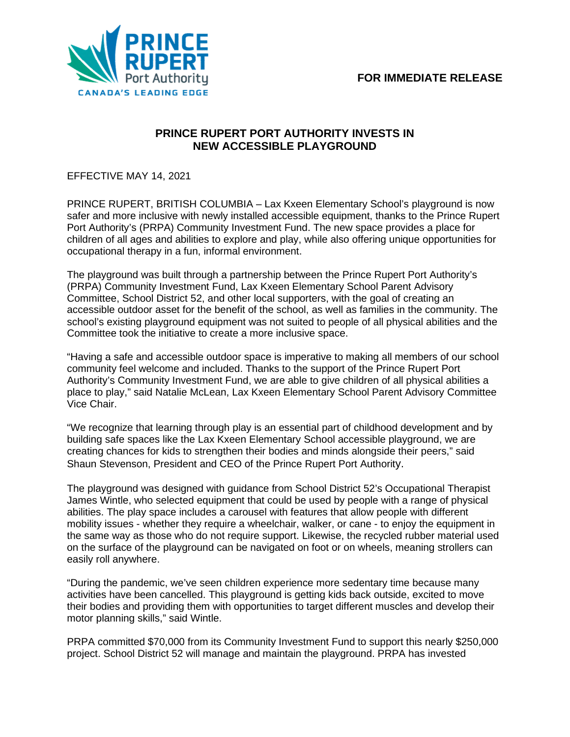PRINCE RUPERT Port Authority
CANADA'S LEADING EDGE

**FOR IMMEDIATE RELEASE**

# PRINCE RUPERT PORT AUTHORITY INVESTS IN NEW ACCESSIBLE PLAYGROUND

EFFECTIVE MAY 14, 2021

PRINCE RUPERT, BRITISH COLUMBIA – Lax Kxeen Elementary School's playground is now safer and more inclusive with newly installed accessible equipment, thanks to the Prince Rupert Port Authority's (PRPA) Community Investment Fund. The new space provides a place for children of all ages and abilities to explore and play, while also offering unique opportunities for occupational therapy in a fun, informal environment.

The playground was built through a partnership between the Prince Rupert Port Authority's (PRPA) Community Investment Fund, Lax Kxeen Elementary School Parent Advisory Committee, School District 52, and other local supporters, with the goal of creating an accessible outdoor asset for the benefit of the school, as well as families in the community. The school's existing playground equipment was not suited to people of all physical abilities and the Committee took the initiative to create a more inclusive space.

"Having a safe and accessible outdoor space is imperative to making all members of our school community feel welcome and included. Thanks to the support of the Prince Rupert Port Authority's Community Investment Fund, we are able to give children of all physical abilities a place to play," said Natalie McLean, Lax Kxeen Elementary School Parent Advisory Committee Vice Chair.

"We recognize that learning through play is an essential part of childhood development and by building safe spaces like the Lax Kxeen Elementary School accessible playground, we are creating chances for kids to strengthen their bodies and minds alongside their peers," said Shaun Stevenson, President and CEO of the Prince Rupert Port Authority.

The playground was designed with guidance from School District 52's Occupational Therapist James Wintle, who selected equipment that could be used by people with a range of physical abilities. The play space includes a carousel with features that allow people with different mobility issues - whether they require a wheelchair, walker, or cane - to enjoy the equipment in the same way as those who do not require support. Likewise, the recycled rubber material used on the surface of the playground can be navigated on foot or on wheels, meaning strollers can easily roll anywhere.

"During the pandemic, we've seen children experience more sedentary time because many activities have been cancelled. This playground is getting kids back outside, excited to move their bodies and providing them with opportunities to target different muscles and develop their motor planning skills," said Wintle.

PRPA committed $70,000 from its Community Investment Fund to support this nearly $250,000 project. School District 52 will manage and maintain the playground. PRPA has invested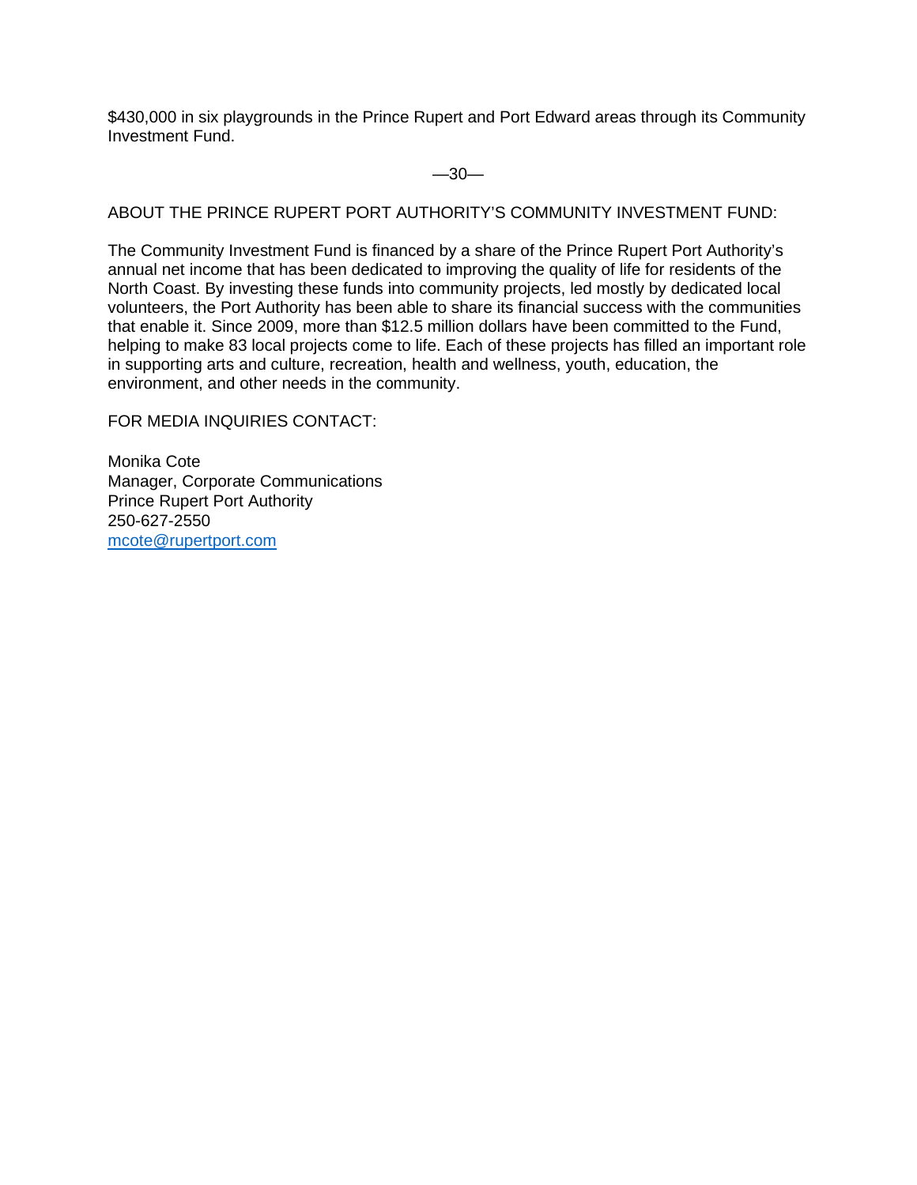$430,000 in six playgrounds in the Prince Rupert and Port Edward areas through its Community Investment Fund.

—30—

ABOUT THE PRINCE RUPERT PORT AUTHORITY'S COMMUNITY INVESTMENT FUND:

The Community Investment Fund is financed by a share of the Prince Rupert Port Authority's annual net income that has been dedicated to improving the quality of life for residents of the North Coast. By investing these funds into community projects, led mostly by dedicated local volunteers, the Port Authority has been able to share its financial success with the communities that enable it. Since 2009, more than $12.5 million dollars have been committed to the Fund, helping to make 83 local projects come to life. Each of these projects has filled an important role in supporting arts and culture, recreation, health and wellness, youth, education, the environment, and other needs in the community.

FOR MEDIA INQUIRIES CONTACT:

Monika Cote
Manager, Corporate Communications
Prince Rupert Port Authority
250-627-2550
mcote@rupertport.com